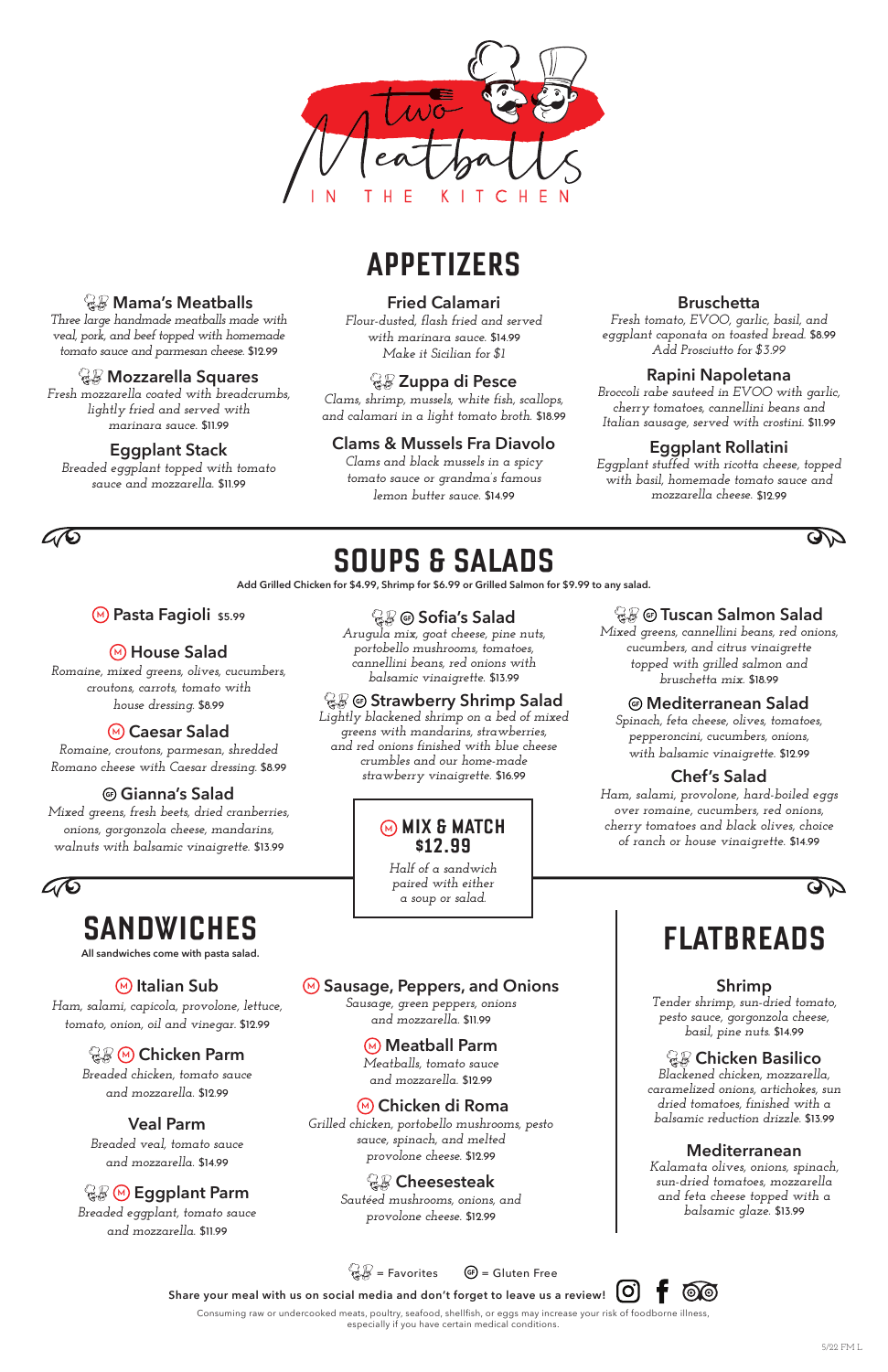# Two Meatballs IN THE KITCHEN

## APPETIZERS

### Mama's Meatballs
*Three large handmade meatballs made with veal, pork, and beef topped with homemade tomato sauce and parmesan cheese.* $12.99

### Mozzarella Squares
*Fresh mozzarella coated with breadcrumbs, lightly fried and served with marinara sauce.* $11.99

### Eggplant Stack
*Breaded eggplant topped with tomato sauce and mozzarella.* $11.99

### Fried Calamari
*Flour-dusted, flash fried and served with marinara sauce.* $14.99
*Make it Sicilian for $1*

### Zuppa di Pesce
*Clams, shrimp, mussels, white fish, scallops, and calamari in a light tomato broth.* $18.99

### Clams & Mussels Fra Diavolo
*Clams and black mussels in a spicy tomato sauce or grandma's famous lemon butter sauce.* $14.99

### Bruschetta
*Fresh tomato, EVOO, garlic, basil, and eggplant caponata on toasted bread.* $8.99
*Add Prosciutto for $3.99*

### Rapini Napoletana
*Broccoli rabe sauteed in EVOO with garlic, cherry tomatoes, cannellini beans and Italian sausage, served with crostini.* $11.99

### Eggplant Rollatini
*Eggplant stuffed with ricotta cheese, topped with basil, homemade tomato sauce and mozzarella cheese.* $12.99

## SOUPS & SALADS

**Add Grilled Chicken for $4.99, Shrimp for $6.99 or Grilled Salmon for $9.99 to any salad.**

### Pasta Fagioli $5.99

### House Salad
*Romaine, mixed greens, olives, cucumbers, croutons, carrots, tomato with house dressing.* $8.99

### Caesar Salad
*Romaine, croutons, parmesan, shredded Romano cheese with Caesar dressing.* $8.99

### Gianna's Salad (GF)
*Mixed greens, fresh beets, dried cranberries, onions, gorgonzola cheese, mandarins, walnuts with balsamic vinaigrette.* $13.99

### Sofia's Salad (GF)
*Arugula mix, goat cheese, pine nuts, portobello mushrooms, tomatoes, cannellini beans, red onions with balsamic vinaigrette.* $13.99

### Strawberry Shrimp Salad (GF)
*Lightly blackened shrimp on a bed of mixed greens with mandarins, strawberries, and red onions finished with blue cheese crumbles and our home-made strawberry vinaigrette.* $16.99

### MIX & MATCH $12.99
*Half of a sandwich paired with either a soup or salad.*

### Tuscan Salmon Salad (GF)
*Mixed greens, cannellini beans, red onions, cucumbers, and citrus vinaigrette topped with grilled salmon and bruschetta mix.* $18.99

### Mediterranean Salad (GF)
*Spinach, feta cheese, olives, tomatoes, pepperoncini, cucumbers, onions, with balsamic vinaigrette.* $12.99

### Chef's Salad
*Ham, salami, provolone, hard-boiled eggs over romaine, cucumbers, red onions, cherry tomatoes and black olives, choice of ranch or house vinaigrette.* $14.99

## SANDWICHES

**All sandwiches come with pasta salad.**

### Italian Sub
*Ham, salami, capicola, provolone, lettuce, tomato, onion, oil and vinegar.* $12.99

### Chicken Parm
*Breaded chicken, tomato sauce and mozzarella.* $12.99

### Veal Parm
*Breaded veal, tomato sauce and mozzarella.* $14.99

### Eggplant Parm
*Breaded eggplant, tomato sauce and mozzarella.* $11.99

### Sausage, Peppers, and Onions
*Sausage, green peppers, onions and mozzarella.* $11.99

### Meatball Parm
*Meatballs, tomato sauce and mozzarella.* $12.99

### Chicken di Roma
*Grilled chicken, portobello mushrooms, pesto sauce, spinach, and melted provolone cheese.* $12.99

### Cheesesteak
*Sautéed mushrooms, onions, and provolone cheese.* $12.99

## FLATBREADS

### Shrimp
*Tender shrimp, sun-dried tomato, pesto sauce, gorgonzola cheese, basil, pine nuts.* $14.99

### Chicken Basilico
*Blackened chicken, mozzarella, caramelized onions, artichokes, sun dried tomatoes, finished with a balsamic reduction drizzle.* $13.99

### Mediterranean
*Kalamata olives, onions, spinach, sun-dried tomatoes, mozzarella and feta cheese topped with a balsamic glaze.* $13.99

= Favorites (GF) = Gluten Free

**Share your meal with us on social media and don't forget to leave us a review!**

Consuming raw or undercooked meats, poultry, seafood, shellfish, or eggs may increase your risk of foodborne illness, especially if you have certain medical conditions.

5/22 FM L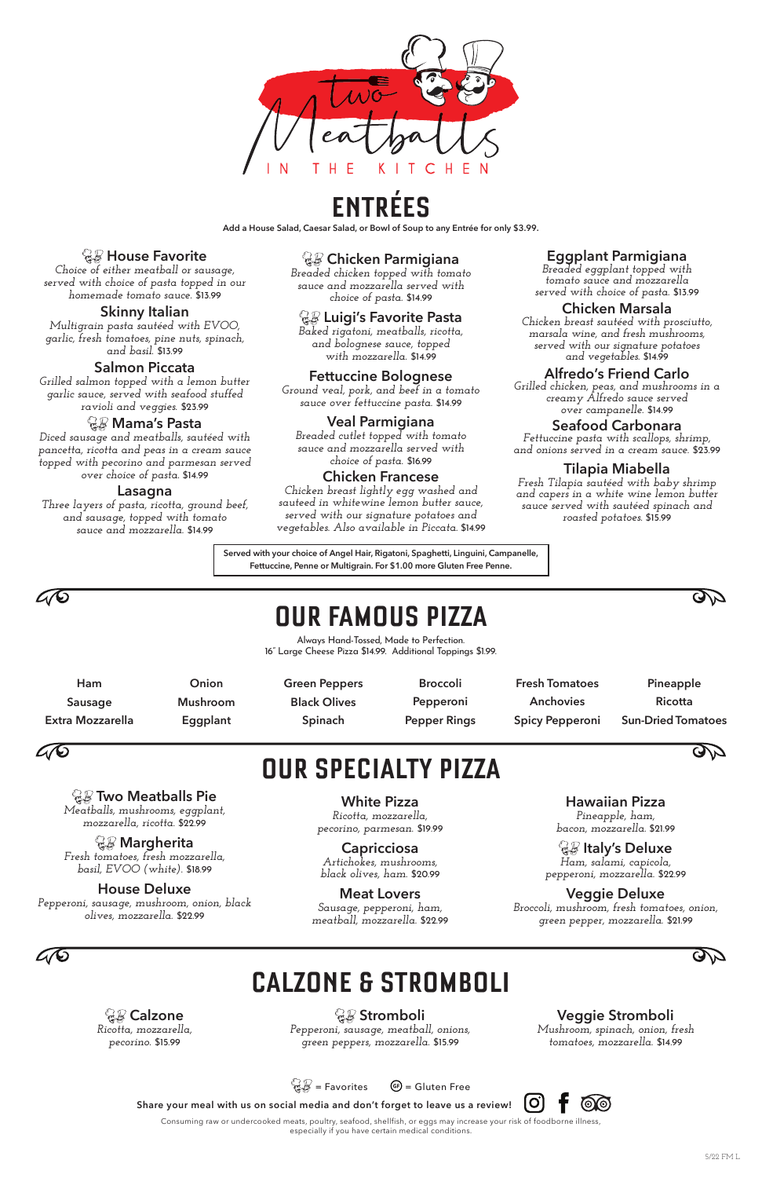# Two Meatballs IN THE KITCHEN

## ENTRÉES

**Add a House Salad, Caesar Salad, or Bowl of Soup to any Entrée for only $3.99.**

### House Favorite
*Choice of either meatball or sausage, served with choice of pasta topped in our homemade tomato sauce.* $13.99

### Skinny Italian
*Multigrain pasta sautéed with EVOO, garlic, fresh tomatoes, pine nuts, spinach, and basil.* $13.99

### Salmon Piccata
*Grilled salmon topped with a lemon butter garlic sauce, served with seafood stuffed ravioli and veggies.* $23.99

### Mama's Pasta
*Diced sausage and meatballs, sautéed with pancetta, ricotta and peas in a cream sauce topped with pecorino and parmesan served over choice of pasta.* $14.99

### Lasagna
*Three layers of pasta, ricotta, ground beef, and sausage, topped with tomato sauce and mozzarella.* $14.99

### Chicken Parmigiana
*Breaded chicken topped with tomato sauce and mozzarella served with choice of pasta.* $14.99

### Luigi's Favorite Pasta
*Baked rigatoni, meatballs, ricotta, and bolognese sauce, topped with mozzarella.* $14.99

### Fettuccine Bolognese
*Ground veal, pork, and beef in a tomato sauce over fettuccine pasta.* $14.99

### Veal Parmigiana
*Breaded cutlet topped with tomato sauce and mozzarella served with choice of pasta.* $16.99

### Chicken Francese
*Chicken breast lightly egg washed and sauteed in whitewine lemon butter sauce, served with our signature potatoes and vegetables. Also available in Piccata.* $14.99

### Eggplant Parmigiana
*Breaded eggplant topped with tomato sauce and mozzarella served with choice of pasta.* $13.99

### Chicken Marsala
*Chicken breast sautéed with prosciutto, marsala wine, and fresh mushrooms, served with our signature potatoes and vegetables.* $14.99

### Alfredo's Friend Carlo
*Grilled chicken, peas, and mushrooms in a creamy Alfredo sauce served over campanelle.* $14.99

### Seafood Carbonara
*Fettuccine pasta with scallops, shrimp, and onions served in a cream sauce.* $23.99

### Tilapia Miabella
*Fresh Tilapia sautéed with baby shrimp and capers in a white wine lemon butter sauce served with sautéed spinach and roasted potatoes.* $15.99

**Served with your choice of Angel Hair, Rigatoni, Spaghetti, Linguini, Campanelle, Fettuccine, Penne or Multigrain. For $1.00 more Gluten Free Penne.**

## OUR FAMOUS PIZZA

Always Hand-Tossed, Made to Perfection.
16" Large Cheese Pizza $14.99. Additional Toppings $1.99.

| | | | | | |
|---|---|---|---|---|---|
| Ham | Onion | Green Peppers | Broccoli | Fresh Tomatoes | Pineapple |
| Sausage | Mushroom | Black Olives | Pepperoni | Anchovies | Ricotta |
| Extra Mozzarella | Eggplant | Spinach | Pepper Rings | Spicy Pepperoni | Sun-Dried Tomatoes |

## OUR SPECIALTY PIZZA

### Two Meatballs Pie
*Meatballs, mushrooms, eggplant, mozzarella, ricotta.* $22.99

### Margherita
*Fresh tomatoes, fresh mozzarella, basil, EVOO (white).* $18.99

### House Deluxe
*Pepperoni, sausage, mushroom, onion, black olives, mozzarella.* $22.99

### White Pizza
*Ricotta, mozzarella, pecorino, parmesan.* $19.99

### Capricciosa
*Artichokes, mushrooms, black olives, ham.* $20.99

### Meat Lovers
*Sausage, pepperoni, ham, meatball, mozzarella.* $22.99

### Hawaiian Pizza
*Pineapple, ham, bacon, mozzarella.* $21.99

### Italy's Deluxe
*Ham, salami, capicola, pepperoni, mozzarella.* $22.99

### Veggie Deluxe
*Broccoli, mushroom, fresh tomatoes, onion, green pepper, mozzarella.* $21.99

## CALZONE & STROMBOLI

### Calzone
*Ricotta, mozzarella, pecorino.* $15.99

### Stromboli
*Pepperoni, sausage, meatball, onions, green peppers, mozzarella.* $15.99

### Veggie Stromboli
*Mushroom, spinach, onion, fresh tomatoes, mozzarella.* $14.99

= Favorites  GF = Gluten Free

**Share your meal with us on social media and don't forget to leave us a review!**

Consuming raw or undercooked meats, poultry, seafood, shellfish, or eggs may increase your risk of foodborne illness, especially if you have certain medical conditions.

5/22 FM L